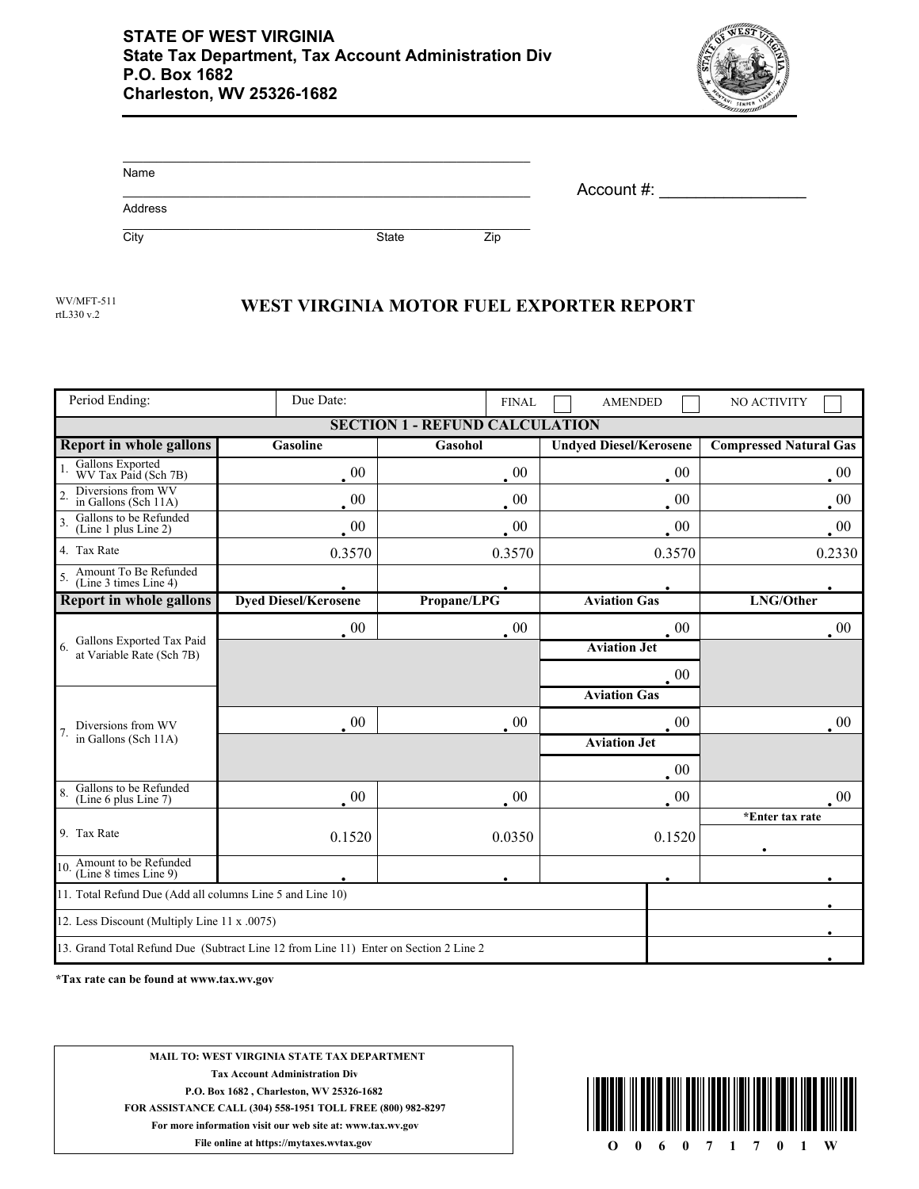**STATE OF WEST VIRGINIA**
**State Tax Department, Tax Account Administration Div**
**P.O. Box 1682**
**Charleston, WV 25326-1682**

Name ______________________________

Address ______________________________

City ______________ State ______ Zip ______

Account #: ________________

WV/MFT-511
rtL330 v.2

# WEST VIRGINIA MOTOR FUEL EXPORTER REPORT

| Period Ending: | Due Date: | FINAL ☐ | AMENDED ☐ | NO ACTIVITY ☐ |
|---|---|---|---|---|

**SECTION 1 - REFUND CALCULATION**

| Report in whole gallons | Gasoline | Gasohol | Undyed Diesel/Kerosene | Compressed Natural Gas |
|---|---|---|---|---|
| 1. Gallons Exported WV Tax Paid (Sch 7B) | .00 | .00 | .00 | .00 |
| 2. Diversions from WV in Gallons (Sch 11A) | .00 | .00 | .00 | .00 |
| 3. Gallons to be Refunded (Line 1 plus Line 2) | .00 | .00 | .00 | .00 |
| 4. Tax Rate | 0.3570 | 0.3570 | 0.3570 | 0.2330 |
| 5. Amount To Be Refunded (Line 3 times Line 4) | . | . | . | . |
| **Report in whole gallons** | **Dyed Diesel/Kerosene** | **Propane/LPG** | **Aviation Gas** | **LNG/Other** |
| 6. Gallons Exported Tax Paid at Variable Rate (Sch 7B) | .00 | .00 | .00 | .00 |
| | | | **Aviation Jet** | |
| | | | .00 | |
| | | | **Aviation Gas** | |
| 7. Diversions from WV in Gallons (Sch 11A) | .00 | .00 | .00 | .00 |
| | | | **Aviation Jet** | |
| | | | .00 | |
| 8. Gallons to be Refunded (Line 6 plus Line 7) | .00 | .00 | .00 | .00 |
| 9. Tax Rate | 0.1520 | 0.0350 | 0.1520 | *Enter tax rate . |
| 10. Amount to be Refunded (Line 8 times Line 9) | . | . | . | . |
| 11. Total Refund Due (Add all columns Line 5 and Line 10) | | | | . |
| 12. Less Discount (Multiply Line 11 x .0075) | | | | . |
| 13. Grand Total Refund Due (Subtract Line 12 from Line 11) Enter on Section 2 Line 2 | | | | . |

***Tax rate can be found at www.tax.wv.gov**

**MAIL TO: WEST VIRGINIA STATE TAX DEPARTMENT**
**Tax Account Administration Div**
**P.O. Box 1682 , Charleston, WV 25326-1682**
**FOR ASSISTANCE CALL (304) 558-1951 TOLL FREE (800) 982-8297**
**For more information visit our web site at: www.tax.wv.gov**
**File online at https://mytaxes.wvtax.gov**

O 0 6 0 7 1 7 0 1 W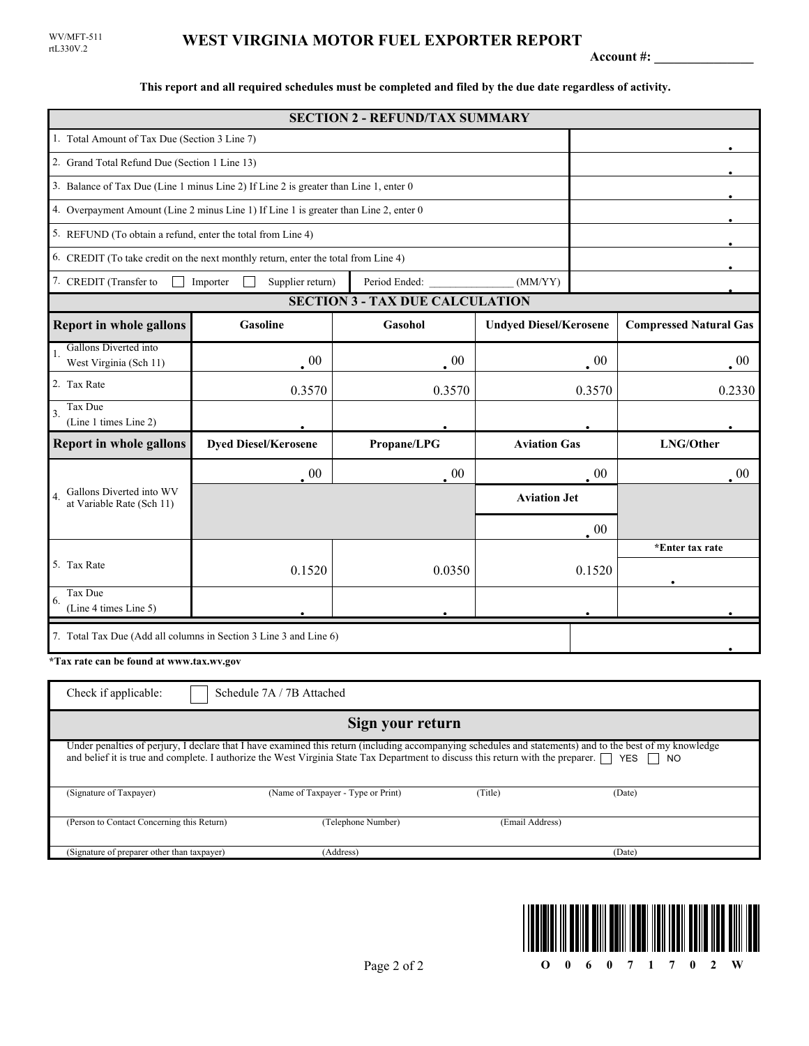WV/MFT-511
rtL330V.2

# WEST VIRGINIA MOTOR FUEL EXPORTER REPORT

**Account #: _______________**

**This report and all required schedules must be completed and filed by the due date regardless of activity.**

| SECTION 2 - REFUND/TAX SUMMARY | |
|---|---|
| 1. Total Amount of Tax Due (Section 3 Line 7) | . |
| 2. Grand Total Refund Due (Section 1 Line 13) | . |
| 3. Balance of Tax Due (Line 1 minus Line 2) If Line 2 is greater than Line 1, enter 0 | . |
| 4. Overpayment Amount (Line 2 minus Line 1) If Line 1 is greater than Line 2, enter 0 | . |
| 5. REFUND (To obtain a refund, enter the total from Line 4) | . |
| 6. CREDIT (To take credit on the next monthly return, enter the total from Line 4) | . |
| 7. CREDIT (Transfer to ☐ Importer ☐ Supplier return) Period Ended: _______________ (MM/YY) | . |

**SECTION 3 - TAX DUE CALCULATION**

| Report in whole gallons | Gasoline | Gasohol | Undyed Diesel/Kerosene | Compressed Natural Gas |
|---|---|---|---|---|
| 1. Gallons Diverted into West Virginia (Sch 11) | .00 | .00 | .00 | .00 |
| 2. Tax Rate | 0.3570 | 0.3570 | 0.3570 | 0.2330 |
| 3. Tax Due (Line 1 times Line 2) | . | . | . | . |
| **Report in whole gallons** | **Dyed Diesel/Kerosene** | **Propane/LPG** | **Aviation Gas** | **LNG/Other** |
| 4. Gallons Diverted into WV at Variable Rate (Sch 11) | .00 | .00 | .00 | .00 |
| | | | **Aviation Jet** | |
| | | | .00 | |
| 5. Tax Rate | 0.1520 | 0.0350 | 0.1520 | *Enter tax rate . |
| 6. Tax Due (Line 4 times Line 5) | . | . | . | . |
| 7. Total Tax Due (Add all columns in Section 3 Line 3 and Line 6) | | | | . |

*Tax rate can be found at www.tax.wv.gov

Check if applicable: ☐ Schedule 7A / 7B Attached

## Sign your return

Under penalties of perjury, I declare that I have examined this return (including accompanying schedules and statements) and to the best of my knowledge and belief it is true and complete. I authorize the West Virginia State Tax Department to discuss this return with the preparer. ☐ YES ☐ NO

(Signature of Taxpayer) (Name of Taxpayer - Type or Print) (Title) (Date)

(Person to Contact Concerning this Return) (Telephone Number) (Email Address)

(Signature of preparer other than taxpayer) (Address) (Date)

O 0 6 0 7 1 7 0 2 W